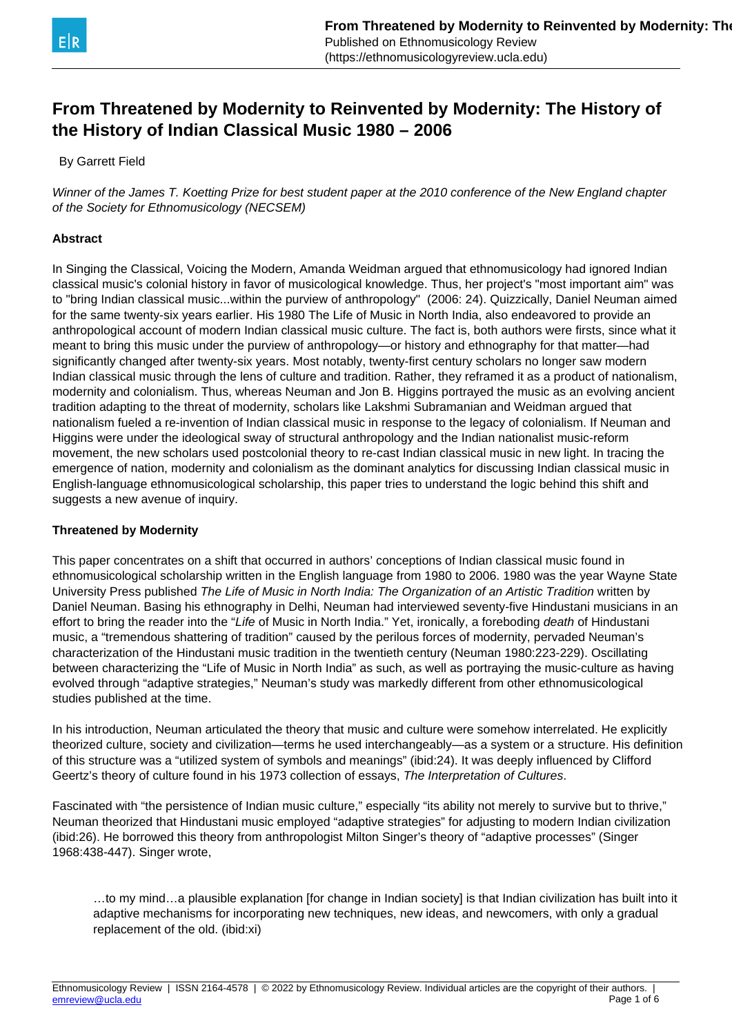# From Threatened by Modernity to Reinvented by Modernity: The History of the History of Indian Classical Music 1980 – 2006

By Garrett Field

*Winner of the James T. Koetting Prize for best student paper at the 2010 conference of the New England chapter of the Society for Ethnomusicology (NECSEM)*

**Abstract**

In Singing the Classical, Voicing the Modern, Amanda Weidman argued that ethnomusicology had ignored Indian classical music's colonial history in favor of musicological knowledge. Thus, her project's "most important aim" was to "bring Indian classical music...within the purview of anthropology" (2006: 24). Quizzically, Daniel Neuman aimed for the same twenty-six years earlier. His 1980 The Life of Music in North India, also endeavored to provide an anthropological account of modern Indian classical music culture. The fact is, both authors were firsts, since what it meant to bring this music under the purview of anthropology—or history and ethnography for that matter—had significantly changed after twenty-six years. Most notably, twenty-first century scholars no longer saw modern Indian classical music through the lens of culture and tradition. Rather, they reframed it as a product of nationalism, modernity and colonialism. Thus, whereas Neuman and Jon B. Higgins portrayed the music as an evolving ancient tradition adapting to the threat of modernity, scholars like Lakshmi Subramanian and Weidman argued that nationalism fueled a re-invention of Indian classical music in response to the legacy of colonialism. If Neuman and Higgins were under the ideological sway of structural anthropology and the Indian nationalist music-reform movement, the new scholars used postcolonial theory to re-cast Indian classical music in new light. In tracing the emergence of nation, modernity and colonialism as the dominant analytics for discussing Indian classical music in English-language ethnomusicological scholarship, this paper tries to understand the logic behind this shift and suggests a new avenue of inquiry.

**Threatened by Modernity**

This paper concentrates on a shift that occurred in authors' conceptions of Indian classical music found in ethnomusicological scholarship written in the English language from 1980 to 2006. 1980 was the year Wayne State University Press published *The Life of Music in North India: The Organization of an Artistic Tradition* written by Daniel Neuman. Basing his ethnography in Delhi, Neuman had interviewed seventy-five Hindustani musicians in an effort to bring the reader into the "*Life* of Music in North India." Yet, ironically, a foreboding *death* of Hindustani music, a "tremendous shattering of tradition" caused by the perilous forces of modernity, pervaded Neuman's characterization of the Hindustani music tradition in the twentieth century (Neuman 1980:223-229). Oscillating between characterizing the "Life of Music in North India" as such, as well as portraying the music-culture as having evolved through "adaptive strategies," Neuman's study was markedly different from other ethnomusicological studies published at the time.

In his introduction, Neuman articulated the theory that music and culture were somehow interrelated. He explicitly theorized culture, society and civilization—terms he used interchangeably—as a system or a structure. His definition of this structure was a "utilized system of symbols and meanings" (ibid:24). It was deeply influenced by Clifford Geertz's theory of culture found in his 1973 collection of essays, *The Interpretation of Cultures*.

Fascinated with "the persistence of Indian music culture," especially "its ability not merely to survive but to thrive," Neuman theorized that Hindustani music employed "adaptive strategies" for adjusting to modern Indian civilization (ibid:26). He borrowed this theory from anthropologist Milton Singer's theory of "adaptive processes" (Singer 1968:438-447). Singer wrote,

> …to my mind…a plausible explanation [for change in Indian society] is that Indian civilization has built into it adaptive mechanisms for incorporating new techniques, new ideas, and newcomers, with only a gradual replacement of the old. (ibid:xi)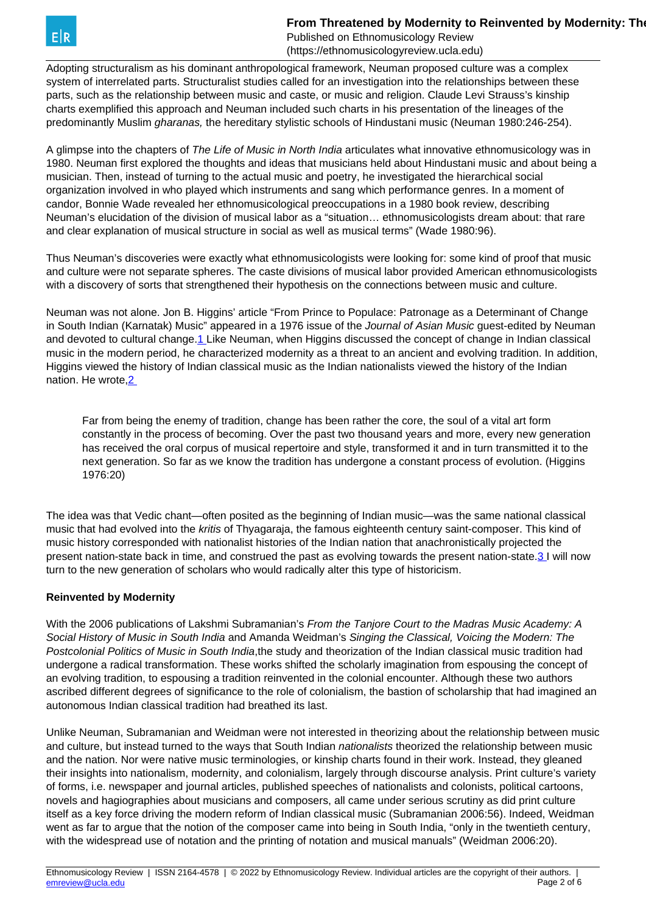Adopting structuralism as his dominant anthropological framework, Neuman proposed culture was a complex system of interrelated parts. Structuralist studies called for an investigation into the relationships between these parts, such as the relationship between music and caste, or music and religion. Claude Levi Strauss's kinship charts exemplified this approach and Neuman included such charts in his presentation of the lineages of the predominantly Muslim *gharanas,* the hereditary stylistic schools of Hindustani music (Neuman 1980:246-254).

A glimpse into the chapters of *The Life of Music in North India* articulates what innovative ethnomusicology was in 1980. Neuman first explored the thoughts and ideas that musicians held about Hindustani music and about being a musician. Then, instead of turning to the actual music and poetry, he investigated the hierarchical social organization involved in who played which instruments and sang which performance genres. In a moment of candor, Bonnie Wade revealed her ethnomusicological preoccupations in a 1980 book review, describing Neuman's elucidation of the division of musical labor as a "situation… ethnomusicologists dream about: that rare and clear explanation of musical structure in social as well as musical terms" (Wade 1980:96).

Thus Neuman's discoveries were exactly what ethnomusicologists were looking for: some kind of proof that music and culture were not separate spheres. The caste divisions of musical labor provided American ethnomusicologists with a discovery of sorts that strengthened their hypothesis on the connections between music and culture.

Neuman was not alone. Jon B. Higgins' article "From Prince to Populace: Patronage as a Determinant of Change in South Indian (Karnatak) Music" appeared in a 1976 issue of the *Journal of Asian Music* guest-edited by Neuman and devoted to cultural change.[1] Like Neuman, when Higgins discussed the concept of change in Indian classical music in the modern period, he characterized modernity as a threat to an ancient and evolving tradition. In addition, Higgins viewed the history of Indian classical music as the Indian nationalists viewed the history of the Indian nation. He wrote,[2]

> Far from being the enemy of tradition, change has been rather the core, the soul of a vital art form constantly in the process of becoming. Over the past two thousand years and more, every new generation has received the oral corpus of musical repertoire and style, transformed it and in turn transmitted it to the next generation. So far as we know the tradition has undergone a constant process of evolution. (Higgins 1976:20)

The idea was that Vedic chant—often posited as the beginning of Indian music—was the same national classical music that had evolved into the *kritis* of Thyagaraja, the famous eighteenth century saint-composer. This kind of music history corresponded with nationalist histories of the Indian nation that anachronistically projected the present nation-state back in time, and construed the past as evolving towards the present nation-state.[3] I will now turn to the new generation of scholars who would radically alter this type of historicism.

**Reinvented by Modernity**

With the 2006 publications of Lakshmi Subramanian's *From the Tanjore Court to the Madras Music Academy: A Social History of Music in South India* and Amanda Weidman's *Singing the Classical, Voicing the Modern: The Postcolonial Politics of Music in South India*,the study and theorization of the Indian classical music tradition had undergone a radical transformation. These works shifted the scholarly imagination from espousing the concept of an evolving tradition, to espousing a tradition reinvented in the colonial encounter. Although these two authors ascribed different degrees of significance to the role of colonialism, the bastion of scholarship that had imagined an autonomous Indian classical tradition had breathed its last.

Unlike Neuman, Subramanian and Weidman were not interested in theorizing about the relationship between music and culture, but instead turned to the ways that South Indian *nationalists* theorized the relationship between music and the nation. Nor were native music terminologies, or kinship charts found in their work. Instead, they gleaned their insights into nationalism, modernity, and colonialism, largely through discourse analysis. Print culture's variety of forms, i.e. newspaper and journal articles, published speeches of nationalists and colonists, political cartoons, novels and hagiographies about musicians and composers, all came under serious scrutiny as did print culture itself as a key force driving the modern reform of Indian classical music (Subramanian 2006:56). Indeed, Weidman went as far to argue that the notion of the composer came into being in South India, "only in the twentieth century, with the widespread use of notation and the printing of notation and musical manuals" (Weidman 2006:20).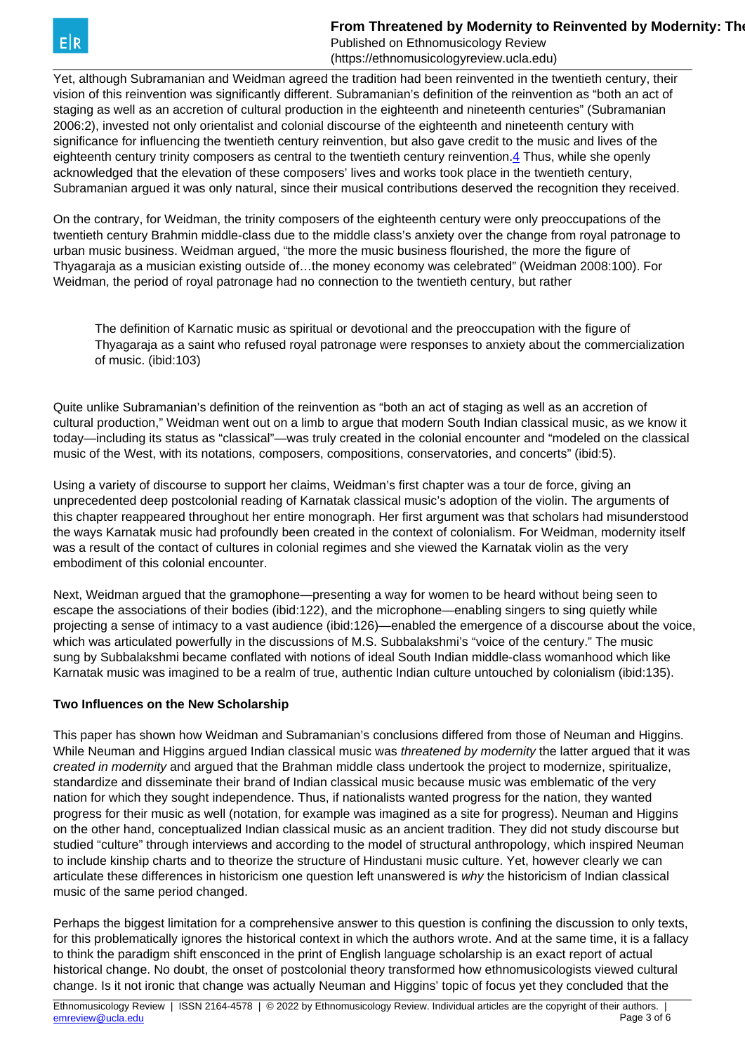Yet, although Subramanian and Weidman agreed the tradition had been reinvented in the twentieth century, their vision of this reinvention was significantly different. Subramanian's definition of the reinvention as "both an act of staging as well as an accretion of cultural production in the eighteenth and nineteenth centuries" (Subramanian 2006:2), invested not only orientalist and colonial discourse of the eighteenth and nineteenth century with significance for influencing the twentieth century reinvention, but also gave credit to the music and lives of the eighteenth century trinity composers as central to the twentieth century reinvention.[4] Thus, while she openly acknowledged that the elevation of these composers' lives and works took place in the twentieth century, Subramanian argued it was only natural, since their musical contributions deserved the recognition they received.

On the contrary, for Weidman, the trinity composers of the eighteenth century were only preoccupations of the twentieth century Brahmin middle-class due to the middle class's anxiety over the change from royal patronage to urban music business. Weidman argued, "the more the music business flourished, the more the figure of Thyagaraja as a musician existing outside of…the money economy was celebrated" (Weidman 2008:100). For Weidman, the period of royal patronage had no connection to the twentieth century, but rather

> The definition of Karnatic music as spiritual or devotional and the preoccupation with the figure of Thyagaraja as a saint who refused royal patronage were responses to anxiety about the commercialization of music. (ibid:103)

Quite unlike Subramanian's definition of the reinvention as "both an act of staging as well as an accretion of cultural production," Weidman went out on a limb to argue that modern South Indian classical music, as we know it today—including its status as "classical"—was truly created in the colonial encounter and "modeled on the classical music of the West, with its notations, composers, compositions, conservatories, and concerts" (ibid:5).

Using a variety of discourse to support her claims, Weidman's first chapter was a tour de force, giving an unprecedented deep postcolonial reading of Karnatak classical music's adoption of the violin. The arguments of this chapter reappeared throughout her entire monograph. Her first argument was that scholars had misunderstood the ways Karnatak music had profoundly been created in the context of colonialism. For Weidman, modernity itself was a result of the contact of cultures in colonial regimes and she viewed the Karnatak violin as the very embodiment of this colonial encounter.

Next, Weidman argued that the gramophone—presenting a way for women to be heard without being seen to escape the associations of their bodies (ibid:122), and the microphone—enabling singers to sing quietly while projecting a sense of intimacy to a vast audience (ibid:126)—enabled the emergence of a discourse about the voice, which was articulated powerfully in the discussions of M.S. Subbalakshmi's "voice of the century." The music sung by Subbalakshmi became conflated with notions of ideal South Indian middle-class womanhood which like Karnatak music was imagined to be a realm of true, authentic Indian culture untouched by colonialism (ibid:135).

**Two Influences on the New Scholarship**

This paper has shown how Weidman and Subramanian's conclusions differed from those of Neuman and Higgins. While Neuman and Higgins argued Indian classical music was *threatened by modernity* the latter argued that it was *created in modernity* and argued that the Brahman middle class undertook the project to modernize, spiritualize, standardize and disseminate their brand of Indian classical music because music was emblematic of the very nation for which they sought independence. Thus, if nationalists wanted progress for the nation, they wanted progress for their music as well (notation, for example was imagined as a site for progress). Neuman and Higgins on the other hand, conceptualized Indian classical music as an ancient tradition. They did not study discourse but studied "culture" through interviews and according to the model of structural anthropology, which inspired Neuman to include kinship charts and to theorize the structure of Hindustani music culture. Yet, however clearly we can articulate these differences in historicism one question left unanswered is *why* the historicism of Indian classical music of the same period changed.

Perhaps the biggest limitation for a comprehensive answer to this question is confining the discussion to only texts, for this problematically ignores the historical context in which the authors wrote. And at the same time, it is a fallacy to think the paradigm shift ensconced in the print of English language scholarship is an exact report of actual historical change. No doubt, the onset of postcolonial theory transformed how ethnomusicologists viewed cultural change. Is it not ironic that change was actually Neuman and Higgins' topic of focus yet they concluded that the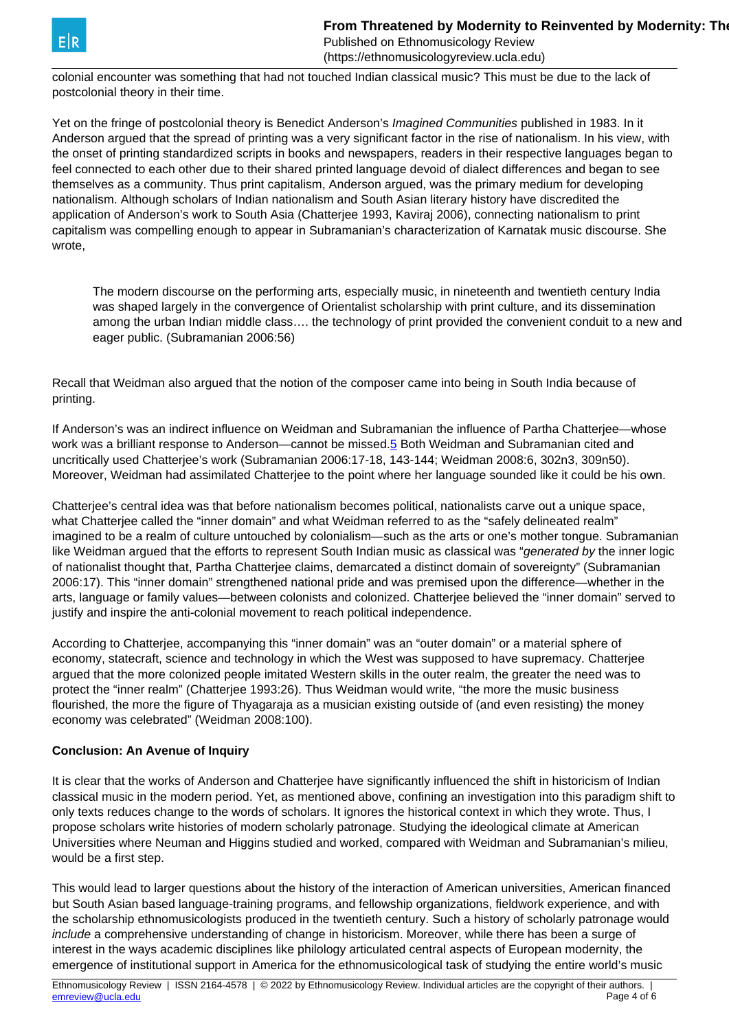colonial encounter was something that had not touched Indian classical music? This must be due to the lack of postcolonial theory in their time.

Yet on the fringe of postcolonial theory is Benedict Anderson's *Imagined Communities* published in 1983. In it Anderson argued that the spread of printing was a very significant factor in the rise of nationalism. In his view, with the onset of printing standardized scripts in books and newspapers, readers in their respective languages began to feel connected to each other due to their shared printed language devoid of dialect differences and began to see themselves as a community. Thus print capitalism, Anderson argued, was the primary medium for developing nationalism. Although scholars of Indian nationalism and South Asian literary history have discredited the application of Anderson's work to South Asia (Chatterjee 1993, Kaviraj 2006), connecting nationalism to print capitalism was compelling enough to appear in Subramanian's characterization of Karnatak music discourse. She wrote,

> The modern discourse on the performing arts, especially music, in nineteenth and twentieth century India was shaped largely in the convergence of Orientalist scholarship with print culture, and its dissemination among the urban Indian middle class…. the technology of print provided the convenient conduit to a new and eager public. (Subramanian 2006:56)

Recall that Weidman also argued that the notion of the composer came into being in South India because of printing.

If Anderson's was an indirect influence on Weidman and Subramanian the influence of Partha Chatterjee—whose work was a brilliant response to Anderson—cannot be missed.[5] Both Weidman and Subramanian cited and uncritically used Chatterjee's work (Subramanian 2006:17-18, 143-144; Weidman 2008:6, 302n3, 309n50). Moreover, Weidman had assimilated Chatterjee to the point where her language sounded like it could be his own.

Chatterjee's central idea was that before nationalism becomes political, nationalists carve out a unique space, what Chatterjee called the "inner domain" and what Weidman referred to as the "safely delineated realm" imagined to be a realm of culture untouched by colonialism—such as the arts or one's mother tongue. Subramanian like Weidman argued that the efforts to represent South Indian music as classical was "*generated by* the inner logic of nationalist thought that, Partha Chatterjee claims, demarcated a distinct domain of sovereignty" (Subramanian 2006:17). This "inner domain" strengthened national pride and was premised upon the difference—whether in the arts, language or family values—between colonists and colonized. Chatterjee believed the "inner domain" served to justify and inspire the anti-colonial movement to reach political independence.

According to Chatterjee, accompanying this "inner domain" was an "outer domain" or a material sphere of economy, statecraft, science and technology in which the West was supposed to have supremacy. Chatterjee argued that the more colonized people imitated Western skills in the outer realm, the greater the need was to protect the "inner realm" (Chatterjee 1993:26). Thus Weidman would write, "the more the music business flourished, the more the figure of Thyagaraja as a musician existing outside of (and even resisting) the money economy was celebrated" (Weidman 2008:100).

**Conclusion: An Avenue of Inquiry**

It is clear that the works of Anderson and Chatterjee have significantly influenced the shift in historicism of Indian classical music in the modern period. Yet, as mentioned above, confining an investigation into this paradigm shift to only texts reduces change to the words of scholars. It ignores the historical context in which they wrote. Thus, I propose scholars write histories of modern scholarly patronage. Studying the ideological climate at American Universities where Neuman and Higgins studied and worked, compared with Weidman and Subramanian's milieu, would be a first step.

This would lead to larger questions about the history of the interaction of American universities, American financed but South Asian based language-training programs, and fellowship organizations, fieldwork experience, and with the scholarship ethnomusicologists produced in the twentieth century. Such a history of scholarly patronage would *include* a comprehensive understanding of change in historicism. Moreover, while there has been a surge of interest in the ways academic disciplines like philology articulated central aspects of European modernity, the emergence of institutional support in America for the ethnomusicological task of studying the entire world's music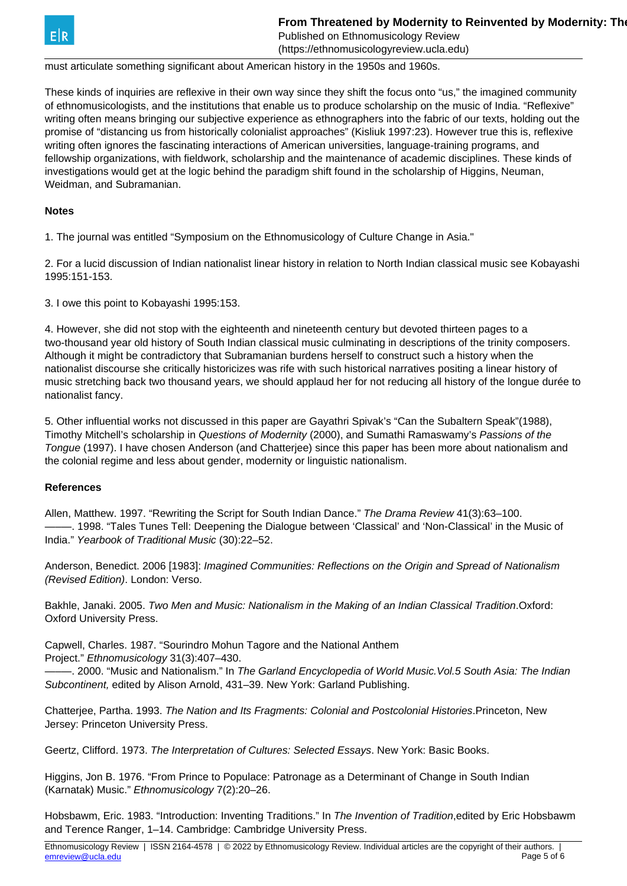must articulate something significant about American history in the 1950s and 1960s.

These kinds of inquiries are reflexive in their own way since they shift the focus onto “us,” the imagined community of ethnomusicologists, and the institutions that enable us to produce scholarship on the music of India. “Reflexive” writing often means bringing our subjective experience as ethnographers into the fabric of our texts, holding out the promise of “distancing us from historically colonialist approaches” (Kisliuk 1997:23). However true this is, reflexive writing often ignores the fascinating interactions of American universities, language-training programs, and fellowship organizations, with fieldwork, scholarship and the maintenance of academic disciplines. These kinds of investigations would get at the logic behind the paradigm shift found in the scholarship of Higgins, Neuman, Weidman, and Subramanian.

**Notes**

1. The journal was entitled “Symposium on the Ethnomusicology of Culture Change in Asia."

2. For a lucid discussion of Indian nationalist linear history in relation to North Indian classical music see Kobayashi 1995:151-153.

3. I owe this point to Kobayashi 1995:153.

4. However, she did not stop with the eighteenth and nineteenth century but devoted thirteen pages to a two-thousand year old history of South Indian classical music culminating in descriptions of the trinity composers. Although it might be contradictory that Subramanian burdens herself to construct such a history when the nationalist discourse she critically historicizes was rife with such historical narratives positing a linear history of music stretching back two thousand years, we should applaud her for not reducing all history of the longue durée to nationalist fancy.

5. Other influential works not discussed in this paper are Gayathri Spivak’s “Can the Subaltern Speak”(1988), Timothy Mitchell’s scholarship in *Questions of Modernity* (2000), and Sumathi Ramaswamy’s *Passions of the Tongue* (1997). I have chosen Anderson (and Chatterjee) since this paper has been more about nationalism and the colonial regime and less about gender, modernity or linguistic nationalism.

**References**

Allen, Matthew. 1997. “Rewriting the Script for South Indian Dance.” *The Drama Review* 41(3):63–100.
———. 1998. “Tales Tunes Tell: Deepening the Dialogue between ‘Classical’ and ‘Non-Classical’ in the Music of India.” *Yearbook of Traditional Music* (30):22–52.

Anderson, Benedict. 2006 [1983]: *Imagined Communities: Reflections on the Origin and Spread of Nationalism (Revised Edition)*. London: Verso.

Bakhle, Janaki. 2005. *Two Men and Music: Nationalism in the Making of an Indian Classical Tradition*.Oxford: Oxford University Press.

Capwell, Charles. 1987. “Sourindro Mohun Tagore and the National Anthem Project.” *Ethnomusicology* 31(3):407–430.
———. 2000. “Music and Nationalism.” In *The Garland Encyclopedia of World Music.Vol.5 South Asia: The Indian Subcontinent,* edited by Alison Arnold, 431–39. New York: Garland Publishing.

Chatterjee, Partha. 1993. *The Nation and Its Fragments: Colonial and Postcolonial Histories*.Princeton, New Jersey: Princeton University Press.

Geertz, Clifford. 1973. *The Interpretation of Cultures: Selected Essays*. New York: Basic Books.

Higgins, Jon B. 1976. “From Prince to Populace: Patronage as a Determinant of Change in South Indian (Karnatak) Music.” *Ethnomusicology* 7(2):20–26.

Hobsbawm, Eric. 1983. “Introduction: Inventing Traditions.” In *The Invention of Tradition*,edited by Eric Hobsbawm and Terence Ranger, 1–14. Cambridge: Cambridge University Press.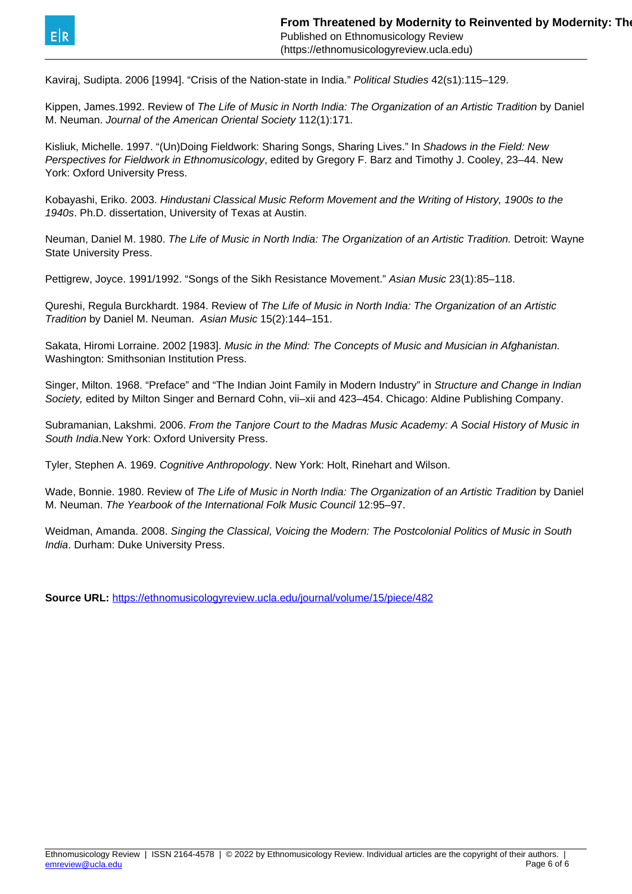Kaviraj, Sudipta. 2006 [1994]. “Crisis of the Nation-state in India.” *Political Studies* 42(s1):115–129.

Kippen, James.1992. Review of *The Life of Music in North India: The Organization of an Artistic Tradition* by Daniel M. Neuman. *Journal of the American Oriental Society* 112(1):171.

Kisliuk, Michelle. 1997. “(Un)Doing Fieldwork: Sharing Songs, Sharing Lives.” In *Shadows in the Field: New Perspectives for Fieldwork in Ethnomusicology*, edited by Gregory F. Barz and Timothy J. Cooley, 23–44. New York: Oxford University Press.

Kobayashi, Eriko. 2003. *Hindustani Classical Music Reform Movement and the Writing of History, 1900s to the 1940s*. Ph.D. dissertation, University of Texas at Austin.

Neuman, Daniel M. 1980. *The Life of Music in North India: The Organization of an Artistic Tradition.* Detroit: Wayne State University Press.

Pettigrew, Joyce. 1991/1992. “Songs of the Sikh Resistance Movement.” *Asian Music* 23(1):85–118.

Qureshi, Regula Burckhardt. 1984. Review of *The Life of Music in North India: The Organization of an Artistic Tradition* by Daniel M. Neuman. *Asian Music* 15(2):144–151.

Sakata, Hiromi Lorraine. 2002 [1983]. *Music in the Mind: The Concepts of Music and Musician in Afghanistan.* Washington: Smithsonian Institution Press.

Singer, Milton. 1968. “Preface” and “The Indian Joint Family in Modern Industry” in *Structure and Change in Indian Society,* edited by Milton Singer and Bernard Cohn, vii–xii and 423–454. Chicago: Aldine Publishing Company.

Subramanian, Lakshmi. 2006. *From the Tanjore Court to the Madras Music Academy: A Social History of Music in South India*.New York: Oxford University Press.

Tyler, Stephen A. 1969. *Cognitive Anthropology*. New York: Holt, Rinehart and Wilson.

Wade, Bonnie. 1980. Review of *The Life of Music in North India: The Organization of an Artistic Tradition* by Daniel M. Neuman. *The Yearbook of the International Folk Music Council* 12:95–97.

Weidman, Amanda. 2008. *Singing the Classical, Voicing the Modern: The Postcolonial Politics of Music in South India*. Durham: Duke University Press.

**Source URL:** https://ethnomusicologyreview.ucla.edu/journal/volume/15/piece/482